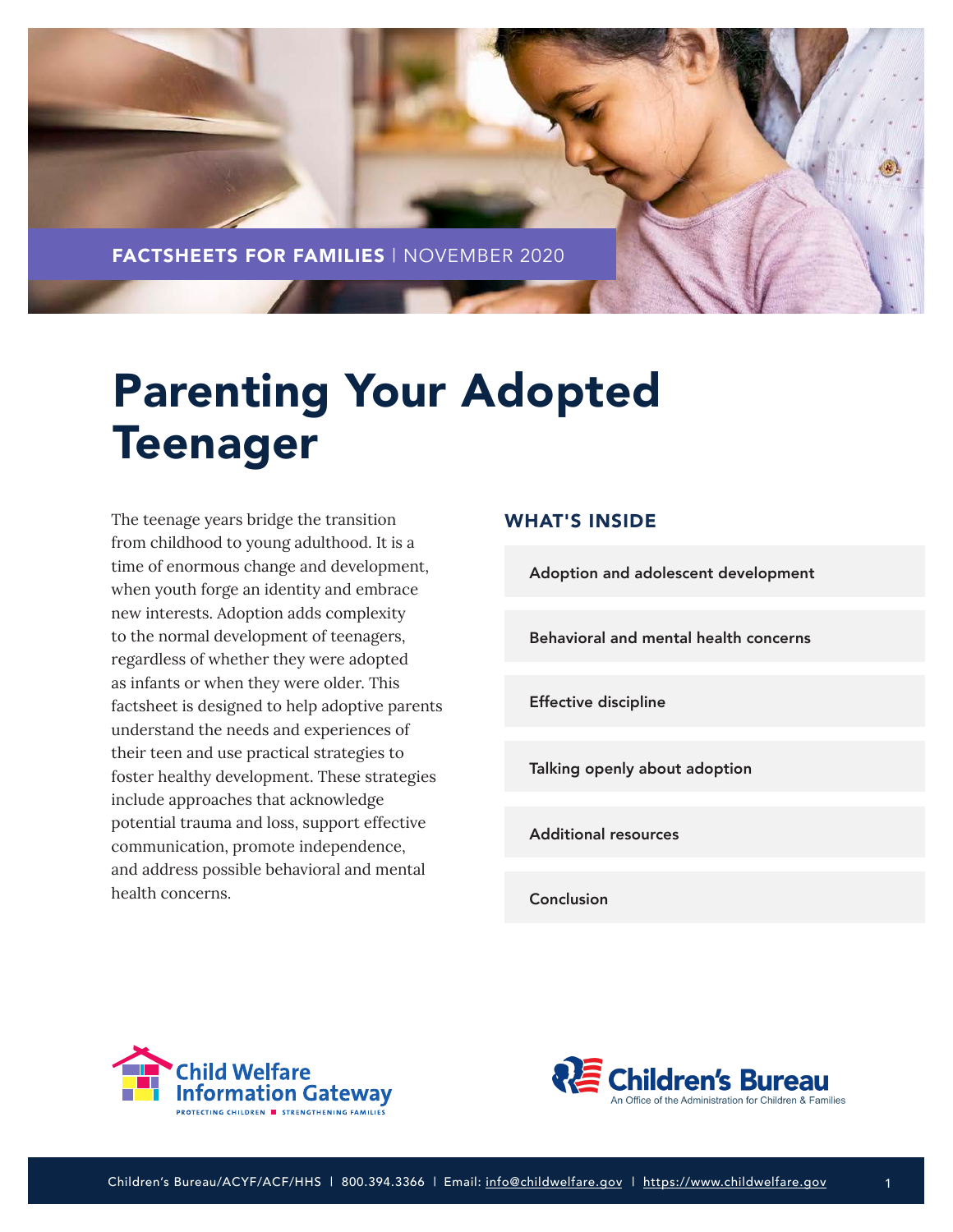FACTSHEETS FOR FAMILIES | NOVEMBER 2020

# Parenting Your Adopted Teenager

The teenage years bridge the transition from childhood to young adulthood. It is a time of enormous change and development, when youth forge an identity and embrace new interests. Adoption adds complexity to the normal development of teenagers, regardless of whether they were adopted as infants or when they were older. This factsheet is designed to help adoptive parents understand the needs and experiences of their teen and use practical strategies to foster healthy development. These strategies include approaches that acknowledge potential trauma and loss, support effective communication, promote independence, and address possible behavioral and mental health concerns.

## WHAT'S INSIDE

- Adoption and adolescent development
- Behavioral and mental health concerns
- Effective discipline
- Talking openly about adoption
- Additional resources
- Conclusion

Child Welfare Information Gateway — PROTECTING CHILDREN ■ STRENGTHENING FAMILIES

Children's Bureau — An Office of the Administration for Children & Families

Children's Bureau/ACYF/ACF/HHS | 800.394.3366 | Email: info@childwelfare.gov | https://www.childwelfare.gov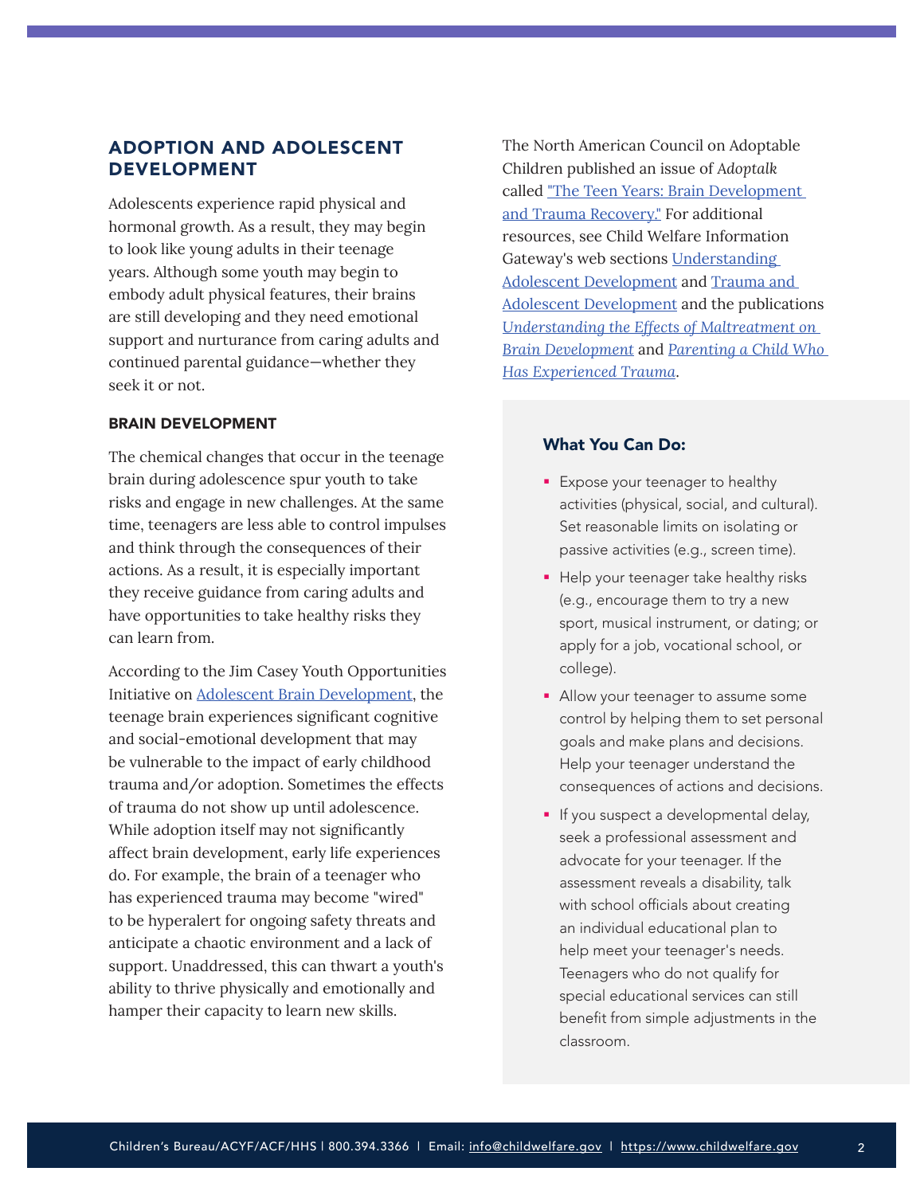## ADOPTION AND ADOLESCENT DEVELOPMENT

Adolescents experience rapid physical and hormonal growth. As a result, they may begin to look like young adults in their teenage years. Although some youth may begin to embody adult physical features, their brains are still developing and they need emotional support and nurturance from caring adults and continued parental guidance—whether they seek it or not.

### BRAIN DEVELOPMENT

The chemical changes that occur in the teenage brain during adolescence spur youth to take risks and engage in new challenges. At the same time, teenagers are less able to control impulses and think through the consequences of their actions. As a result, it is especially important they receive guidance from caring adults and have opportunities to take healthy risks they can learn from.

According to the Jim Casey Youth Opportunities Initiative on Adolescent Brain Development, the teenage brain experiences significant cognitive and social-emotional development that may be vulnerable to the impact of early childhood trauma and/or adoption. Sometimes the effects of trauma do not show up until adolescence. While adoption itself may not significantly affect brain development, early life experiences do. For example, the brain of a teenager who has experienced trauma may become "wired" to be hyperalert for ongoing safety threats and anticipate a chaotic environment and a lack of support. Unaddressed, this can thwart a youth's ability to thrive physically and emotionally and hamper their capacity to learn new skills.

The North American Council on Adoptable Children published an issue of *Adoptalk* called "The Teen Years: Brain Development and Trauma Recovery." For additional resources, see Child Welfare Information Gateway's web sections Understanding Adolescent Development and Trauma and Adolescent Development and the publications *Understanding the Effects of Maltreatment on Brain Development* and *Parenting a Child Who Has Experienced Trauma*.

#### What You Can Do:

- Expose your teenager to healthy activities (physical, social, and cultural). Set reasonable limits on isolating or passive activities (e.g., screen time).
- Help your teenager take healthy risks (e.g., encourage them to try a new sport, musical instrument, or dating; or apply for a job, vocational school, or college).
- Allow your teenager to assume some control by helping them to set personal goals and make plans and decisions. Help your teenager understand the consequences of actions and decisions.
- If you suspect a developmental delay, seek a professional assessment and advocate for your teenager. If the assessment reveals a disability, talk with school officials about creating an individual educational plan to help meet your teenager's needs. Teenagers who do not qualify for special educational services can still benefit from simple adjustments in the classroom.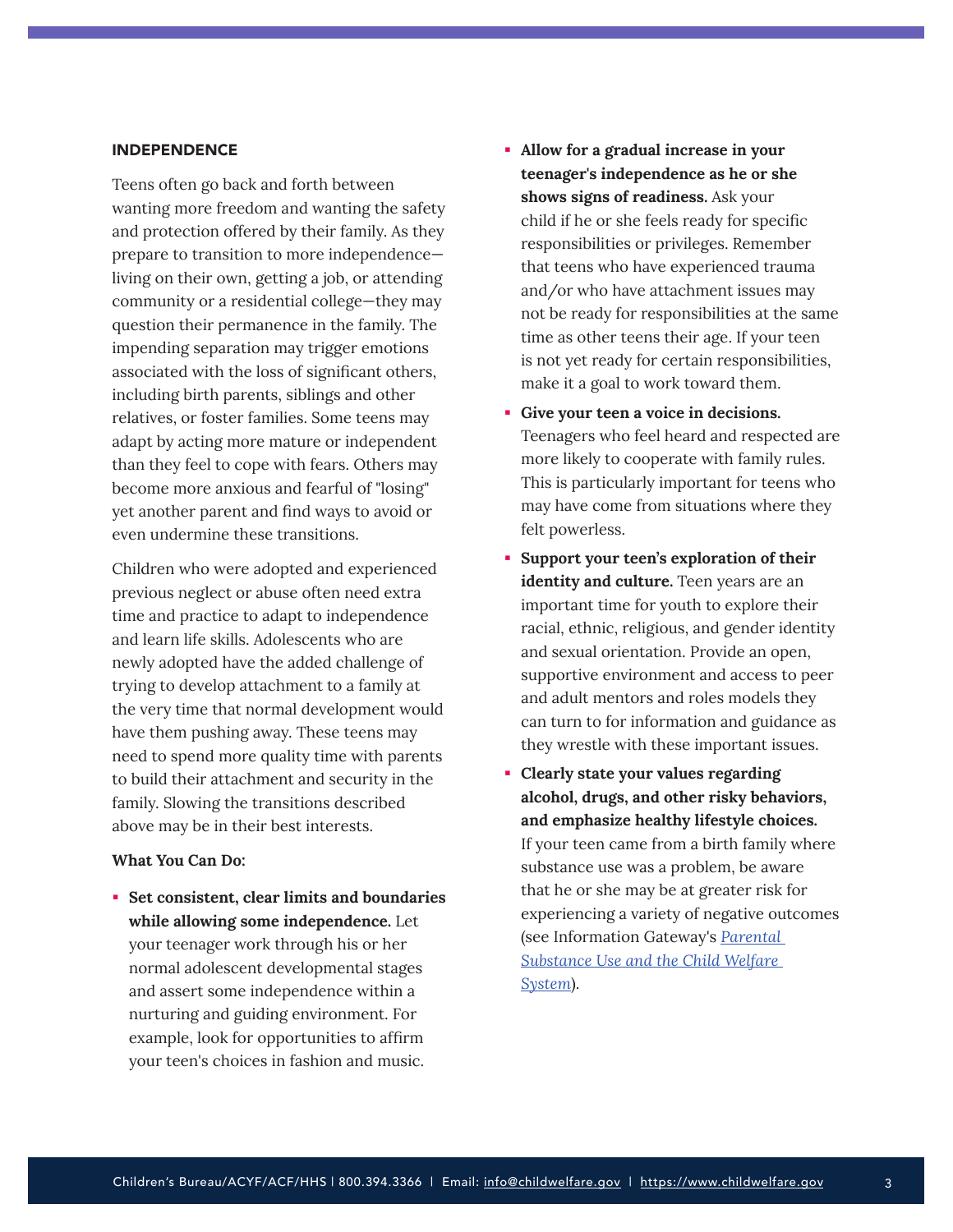## INDEPENDENCE

Teens often go back and forth between wanting more freedom and wanting the safety and protection offered by their family. As they prepare to transition to more independence—living on their own, getting a job, or attending community or a residential college—they may question their permanence in the family. The impending separation may trigger emotions associated with the loss of significant others, including birth parents, siblings and other relatives, or foster families. Some teens may adapt by acting more mature or independent than they feel to cope with fears. Others may become more anxious and fearful of "losing" yet another parent and find ways to avoid or even undermine these transitions.

Children who were adopted and experienced previous neglect or abuse often need extra time and practice to adapt to independence and learn life skills. Adolescents who are newly adopted have the added challenge of trying to develop attachment to a family at the very time that normal development would have them pushing away. These teens may need to spend more quality time with parents to build their attachment and security in the family. Slowing the transitions described above may be in their best interests.

**What You Can Do:**

- **Set consistent, clear limits and boundaries while allowing some independence.** Let your teenager work through his or her normal adolescent developmental stages and assert some independence within a nurturing and guiding environment. For example, look for opportunities to affirm your teen's choices in fashion and music.
- **Allow for a gradual increase in your teenager's independence as he or she shows signs of readiness.** Ask your child if he or she feels ready for specific responsibilities or privileges. Remember that teens who have experienced trauma and/or who have attachment issues may not be ready for responsibilities at the same time as other teens their age. If your teen is not yet ready for certain responsibilities, make it a goal to work toward them.
- **Give your teen a voice in decisions.** Teenagers who feel heard and respected are more likely to cooperate with family rules. This is particularly important for teens who may have come from situations where they felt powerless.
- **Support your teen's exploration of their identity and culture.** Teen years are an important time for youth to explore their racial, ethnic, religious, and gender identity and sexual orientation. Provide an open, supportive environment and access to peer and adult mentors and roles models they can turn to for information and guidance as they wrestle with these important issues.
- **Clearly state your values regarding alcohol, drugs, and other risky behaviors, and emphasize healthy lifestyle choices.** If your teen came from a birth family where substance use was a problem, be aware that he or she may be at greater risk for experiencing a variety of negative outcomes (see Information Gateway's *Parental Substance Use and the Child Welfare System*).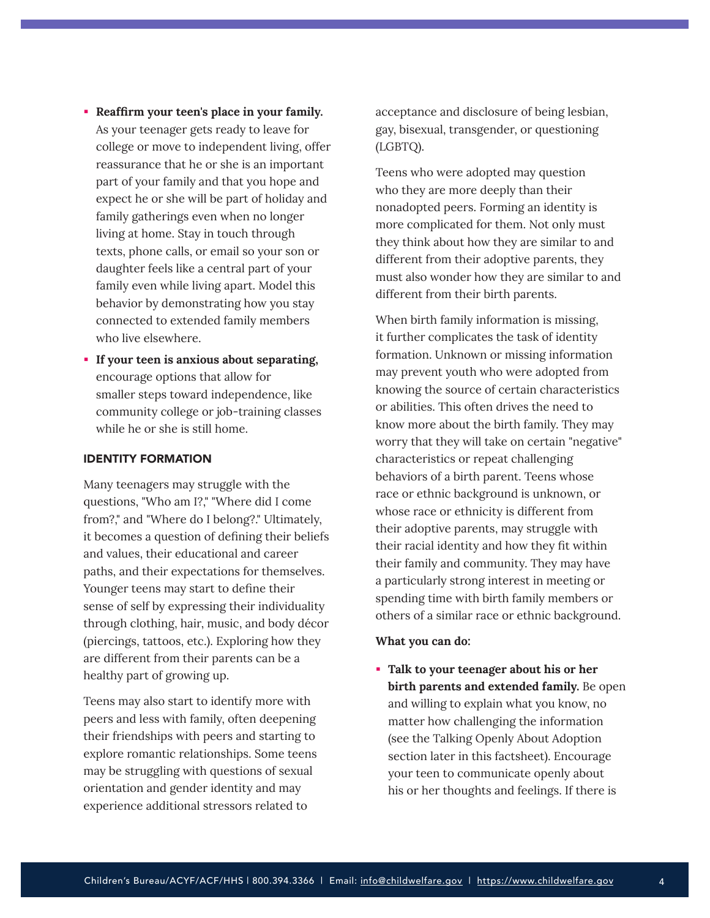- **Reaffirm your teen's place in your family.** As your teenager gets ready to leave for college or move to independent living, offer reassurance that he or she is an important part of your family and that you hope and expect he or she will be part of holiday and family gatherings even when no longer living at home. Stay in touch through texts, phone calls, or email so your son or daughter feels like a central part of your family even while living apart. Model this behavior by demonstrating how you stay connected to extended family members who live elsewhere.
- **If your teen is anxious about separating,** encourage options that allow for smaller steps toward independence, like community college or job-training classes while he or she is still home.

### IDENTITY FORMATION

Many teenagers may struggle with the questions, "Who am I?," "Where did I come from?," and "Where do I belong?." Ultimately, it becomes a question of defining their beliefs and values, their educational and career paths, and their expectations for themselves. Younger teens may start to define their sense of self by expressing their individuality through clothing, hair, music, and body décor (piercings, tattoos, etc.). Exploring how they are different from their parents can be a healthy part of growing up.

Teens may also start to identify more with peers and less with family, often deepening their friendships with peers and starting to explore romantic relationships. Some teens may be struggling with questions of sexual orientation and gender identity and may experience additional stressors related to acceptance and disclosure of being lesbian, gay, bisexual, transgender, or questioning (LGBTQ).

Teens who were adopted may question who they are more deeply than their nonadopted peers. Forming an identity is more complicated for them. Not only must they think about how they are similar to and different from their adoptive parents, they must also wonder how they are similar to and different from their birth parents.

When birth family information is missing, it further complicates the task of identity formation. Unknown or missing information may prevent youth who were adopted from knowing the source of certain characteristics or abilities. This often drives the need to know more about the birth family. They may worry that they will take on certain "negative" characteristics or repeat challenging behaviors of a birth parent. Teens whose race or ethnic background is unknown, or whose race or ethnicity is different from their adoptive parents, may struggle with their racial identity and how they fit within their family and community. They may have a particularly strong interest in meeting or spending time with birth family members or others of a similar race or ethnic background.

**What you can do:**

- **Talk to your teenager about his or her birth parents and extended family.** Be open and willing to explain what you know, no matter how challenging the information (see the Talking Openly About Adoption section later in this factsheet). Encourage your teen to communicate openly about his or her thoughts and feelings. If there is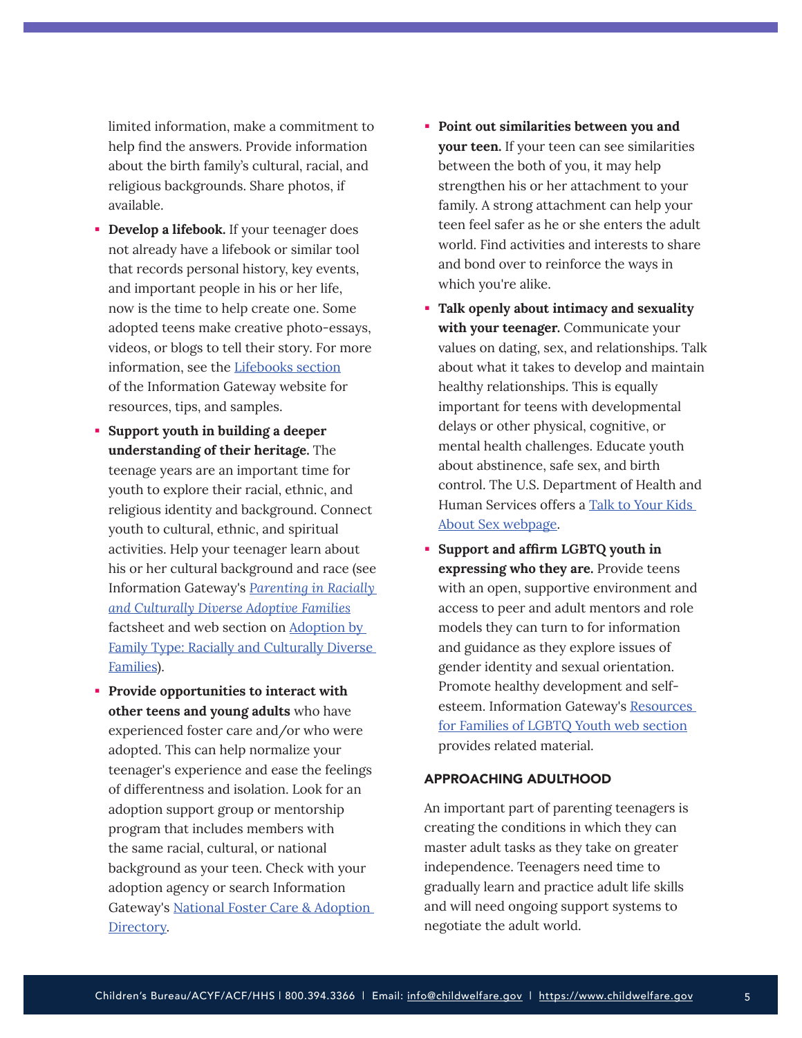limited information, make a commitment to help find the answers. Provide information about the birth family's cultural, racial, and religious backgrounds. Share photos, if available.

- **Develop a lifebook.** If your teenager does not already have a lifebook or similar tool that records personal history, key events, and important people in his or her life, now is the time to help create one. Some adopted teens make creative photo-essays, videos, or blogs to tell their story. For more information, see the Lifebooks section of the Information Gateway website for resources, tips, and samples.
- **Support youth in building a deeper understanding of their heritage.** The teenage years are an important time for youth to explore their racial, ethnic, and religious identity and background. Connect youth to cultural, ethnic, and spiritual activities. Help your teenager learn about his or her cultural background and race (see Information Gateway's *Parenting in Racially and Culturally Diverse Adoptive Families* factsheet and web section on Adoption by Family Type: Racially and Culturally Diverse Families).
- **Provide opportunities to interact with other teens and young adults** who have experienced foster care and/or who were adopted. This can help normalize your teenager's experience and ease the feelings of differentness and isolation. Look for an adoption support group or mentorship program that includes members with the same racial, cultural, or national background as your teen. Check with your adoption agency or search Information Gateway's National Foster Care & Adoption Directory.
- **Point out similarities between you and your teen.** If your teen can see similarities between the both of you, it may help strengthen his or her attachment to your family. A strong attachment can help your teen feel safer as he or she enters the adult world. Find activities and interests to share and bond over to reinforce the ways in which you're alike.
- **Talk openly about intimacy and sexuality with your teenager.** Communicate your values on dating, sex, and relationships. Talk about what it takes to develop and maintain healthy relationships. This is equally important for teens with developmental delays or other physical, cognitive, or mental health challenges. Educate youth about abstinence, safe sex, and birth control. The U.S. Department of Health and Human Services offers a Talk to Your Kids About Sex webpage.
- **Support and affirm LGBTQ youth in expressing who they are.** Provide teens with an open, supportive environment and access to peer and adult mentors and role models they can turn to for information and guidance as they explore issues of gender identity and sexual orientation. Promote healthy development and self-esteem. Information Gateway's Resources for Families of LGBTQ Youth web section provides related material.

## APPROACHING ADULTHOOD

An important part of parenting teenagers is creating the conditions in which they can master adult tasks as they take on greater independence. Teenagers need time to gradually learn and practice adult life skills and will need ongoing support systems to negotiate the adult world.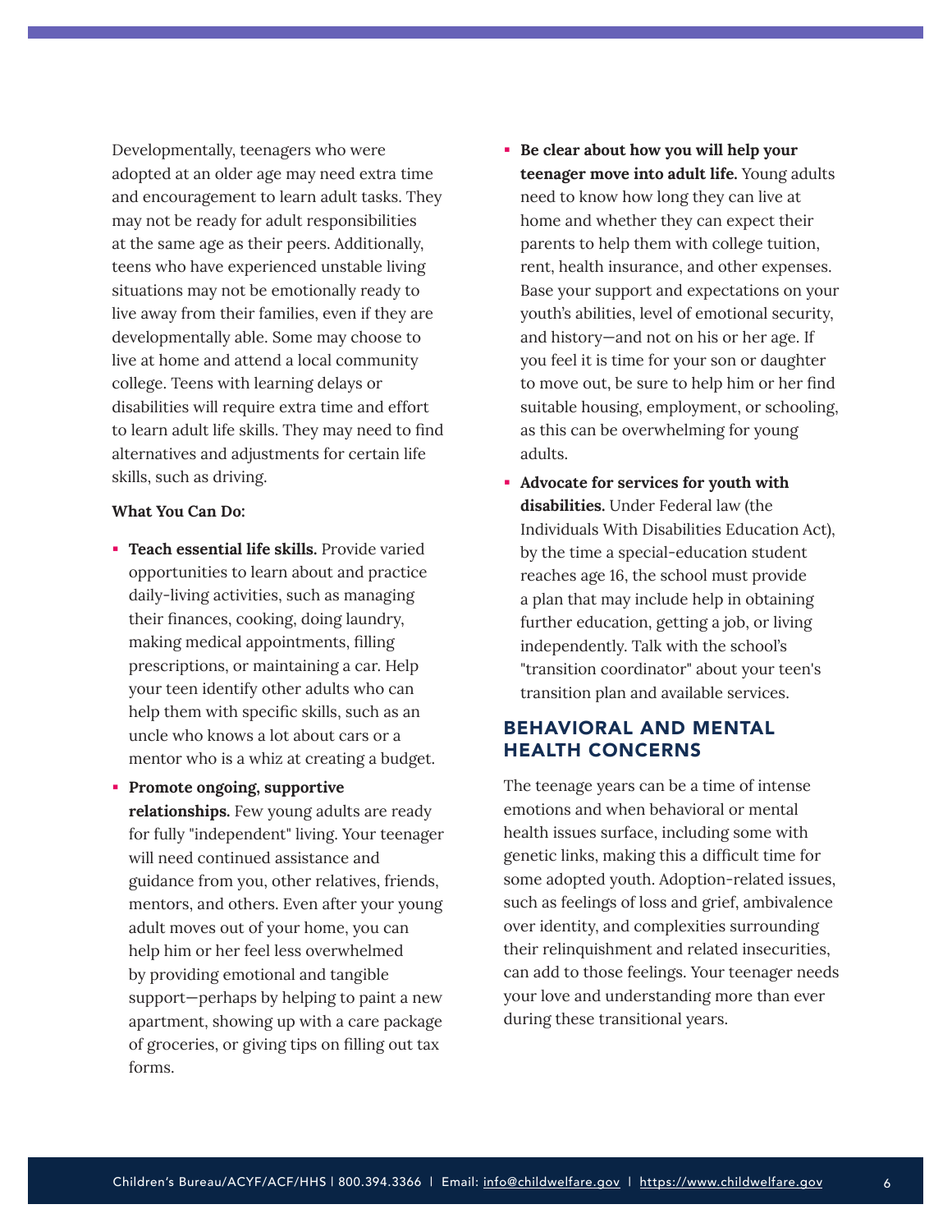Developmentally, teenagers who were adopted at an older age may need extra time and encouragement to learn adult tasks. They may not be ready for adult responsibilities at the same age as their peers. Additionally, teens who have experienced unstable living situations may not be emotionally ready to live away from their families, even if they are developmentally able. Some may choose to live at home and attend a local community college. Teens with learning delays or disabilities will require extra time and effort to learn adult life skills. They may need to find alternatives and adjustments for certain life skills, such as driving.

**What You Can Do:**

- **Teach essential life skills.** Provide varied opportunities to learn about and practice daily-living activities, such as managing their finances, cooking, doing laundry, making medical appointments, filling prescriptions, or maintaining a car. Help your teen identify other adults who can help them with specific skills, such as an uncle who knows a lot about cars or a mentor who is a whiz at creating a budget.
- **Promote ongoing, supportive relationships.** Few young adults are ready for fully "independent" living. Your teenager will need continued assistance and guidance from you, other relatives, friends, mentors, and others. Even after your young adult moves out of your home, you can help him or her feel less overwhelmed by providing emotional and tangible support—perhaps by helping to paint a new apartment, showing up with a care package of groceries, or giving tips on filling out tax forms.
- **Be clear about how you will help your teenager move into adult life.** Young adults need to know how long they can live at home and whether they can expect their parents to help them with college tuition, rent, health insurance, and other expenses. Base your support and expectations on your youth's abilities, level of emotional security, and history—and not on his or her age. If you feel it is time for your son or daughter to move out, be sure to help him or her find suitable housing, employment, or schooling, as this can be overwhelming for young adults.
- **Advocate for services for youth with disabilities.** Under Federal law (the Individuals With Disabilities Education Act), by the time a special-education student reaches age 16, the school must provide a plan that may include help in obtaining further education, getting a job, or living independently. Talk with the school's "transition coordinator" about your teen's transition plan and available services.

## BEHAVIORAL AND MENTAL HEALTH CONCERNS

The teenage years can be a time of intense emotions and when behavioral or mental health issues surface, including some with genetic links, making this a difficult time for some adopted youth. Adoption-related issues, such as feelings of loss and grief, ambivalence over identity, and complexities surrounding their relinquishment and related insecurities, can add to those feelings. Your teenager needs your love and understanding more than ever during these transitional years.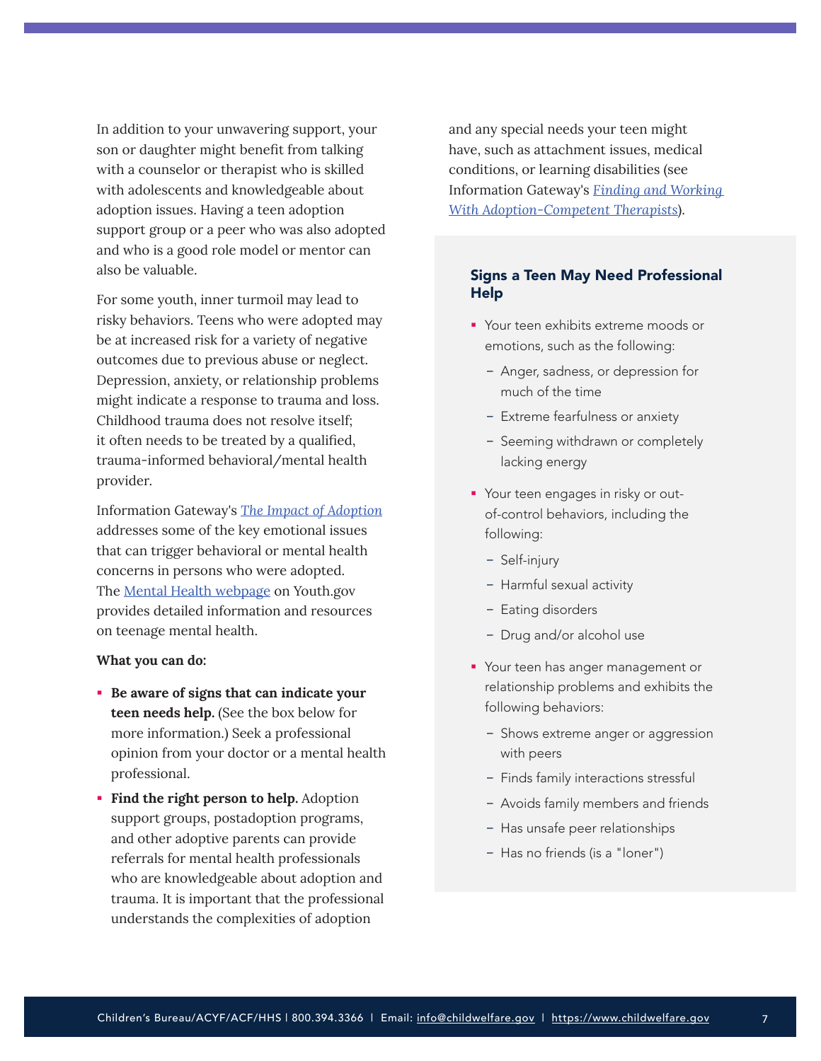In addition to your unwavering support, your son or daughter might benefit from talking with a counselor or therapist who is skilled with adolescents and knowledgeable about adoption issues. Having a teen adoption support group or a peer who was also adopted and who is a good role model or mentor can also be valuable.

For some youth, inner turmoil may lead to risky behaviors. Teens who were adopted may be at increased risk for a variety of negative outcomes due to previous abuse or neglect. Depression, anxiety, or relationship problems might indicate a response to trauma and loss. Childhood trauma does not resolve itself; it often needs to be treated by a qualified, trauma-informed behavioral/mental health provider.

Information Gateway's *The Impact of Adoption* addresses some of the key emotional issues that can trigger behavioral or mental health concerns in persons who were adopted. The Mental Health webpage on Youth.gov provides detailed information and resources on teenage mental health.

**What you can do:**

- **Be aware of signs that can indicate your teen needs help.** (See the box below for more information.) Seek a professional opinion from your doctor or a mental health professional.
- **Find the right person to help.** Adoption support groups, postadoption programs, and other adoptive parents can provide referrals for mental health professionals who are knowledgeable about adoption and trauma. It is important that the professional understands the complexities of adoption and any special needs your teen might have, such as attachment issues, medical conditions, or learning disabilities (see Information Gateway's *Finding and Working With Adoption-Competent Therapists*).

### Signs a Teen May Need Professional Help

- Your teen exhibits extreme moods or emotions, such as the following:
  - Anger, sadness, or depression for much of the time
  - Extreme fearfulness or anxiety
  - Seeming withdrawn or completely lacking energy
- Your teen engages in risky or out-of-control behaviors, including the following:
  - Self-injury
  - Harmful sexual activity
  - Eating disorders
  - Drug and/or alcohol use
- Your teen has anger management or relationship problems and exhibits the following behaviors:
  - Shows extreme anger or aggression with peers
  - Finds family interactions stressful
  - Avoids family members and friends
  - Has unsafe peer relationships
  - Has no friends (is a "loner")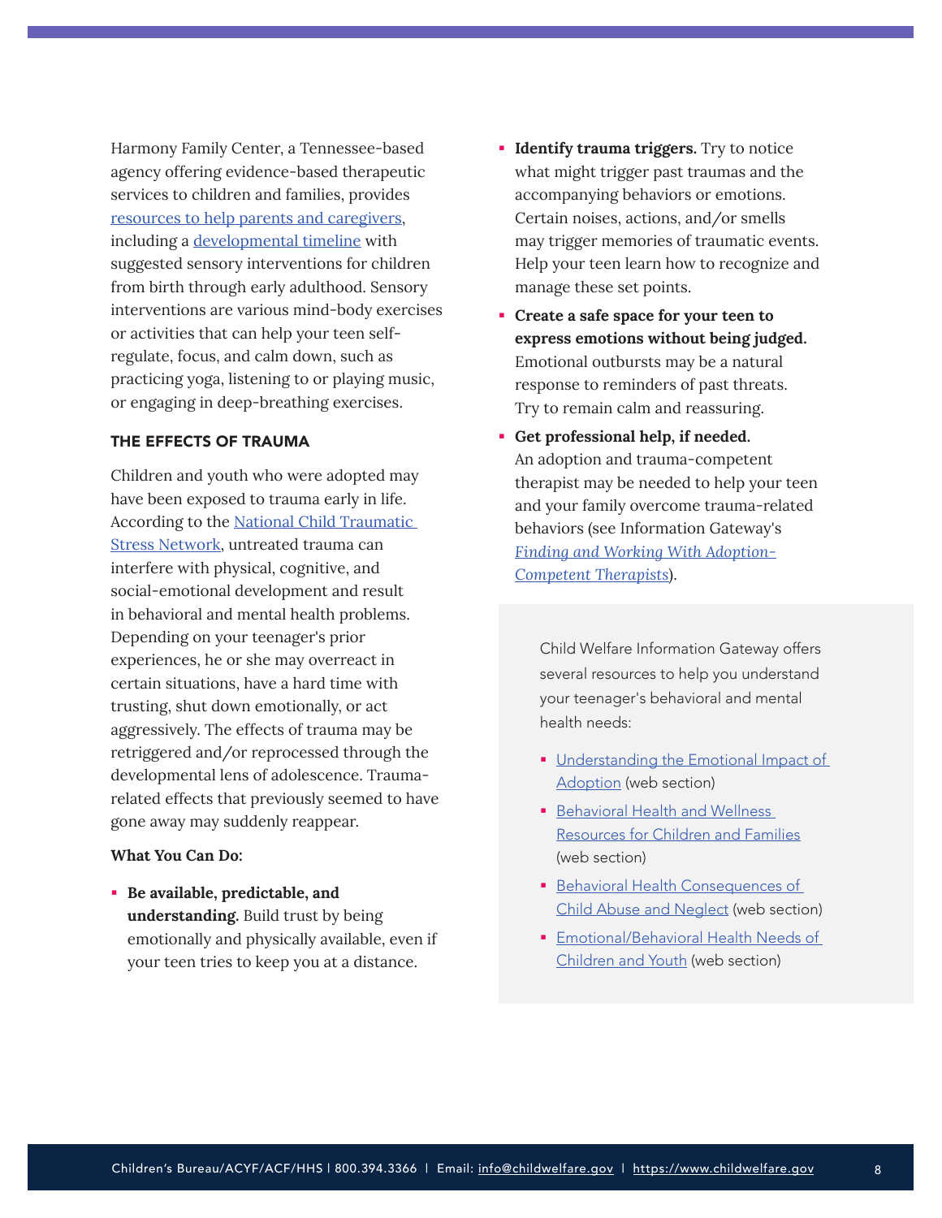Harmony Family Center, a Tennessee-based agency offering evidence-based therapeutic services to children and families, provides [resources to help parents and caregivers](), including a [developmental timeline]() with suggested sensory interventions for children from birth through early adulthood. Sensory interventions are various mind-body exercises or activities that can help your teen self-regulate, focus, and calm down, such as practicing yoga, listening to or playing music, or engaging in deep-breathing exercises.

### THE EFFECTS OF TRAUMA

Children and youth who were adopted may have been exposed to trauma early in life. According to the National Child Traumatic Stress Network, untreated trauma can interfere with physical, cognitive, and social-emotional development and result in behavioral and mental health problems. Depending on your teenager's prior experiences, he or she may overreact in certain situations, have a hard time with trusting, shut down emotionally, or act aggressively. The effects of trauma may be retriggered and/or reprocessed through the developmental lens of adolescence. Trauma-related effects that previously seemed to have gone away may suddenly reappear.

**What You Can Do:**

- **Be available, predictable, and understanding.** Build trust by being emotionally and physically available, even if your teen tries to keep you at a distance.
- **Identify trauma triggers.** Try to notice what might trigger past traumas and the accompanying behaviors or emotions. Certain noises, actions, and/or smells may trigger memories of traumatic events. Help your teen learn how to recognize and manage these set points.
- **Create a safe space for your teen to express emotions without being judged.** Emotional outbursts may be a natural response to reminders of past threats. Try to remain calm and reassuring.
- **Get professional help, if needed.** An adoption and trauma-competent therapist may be needed to help your teen and your family overcome trauma-related behaviors (see Information Gateway's *Finding and Working With Adoption-Competent Therapists*).

Child Welfare Information Gateway offers several resources to help you understand your teenager's behavioral and mental health needs:

- Understanding the Emotional Impact of Adoption (web section)
- Behavioral Health and Wellness Resources for Children and Families (web section)
- Behavioral Health Consequences of Child Abuse and Neglect (web section)
- Emotional/Behavioral Health Needs of Children and Youth (web section)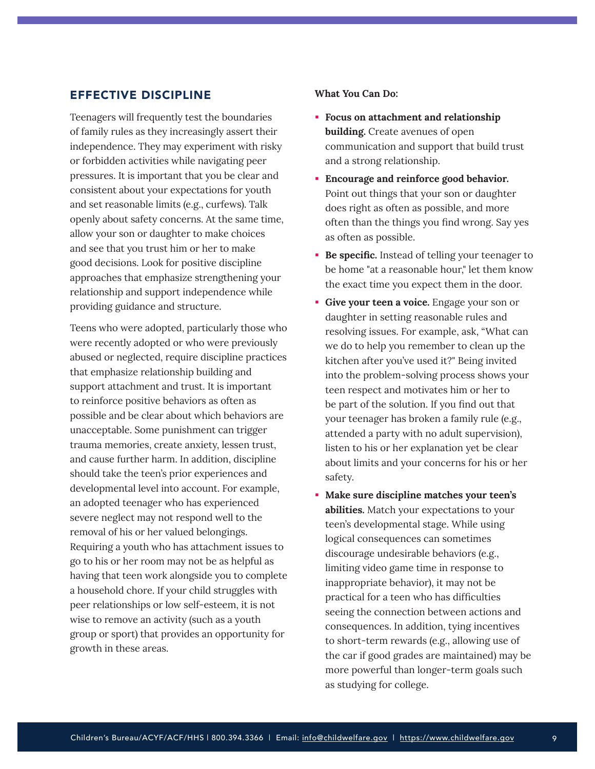## EFFECTIVE DISCIPLINE

Teenagers will frequently test the boundaries of family rules as they increasingly assert their independence. They may experiment with risky or forbidden activities while navigating peer pressures. It is important that you be clear and consistent about your expectations for youth and set reasonable limits (e.g., curfews). Talk openly about safety concerns. At the same time, allow your son or daughter to make choices and see that you trust him or her to make good decisions. Look for positive discipline approaches that emphasize strengthening your relationship and support independence while providing guidance and structure.

Teens who were adopted, particularly those who were recently adopted or who were previously abused or neglected, require discipline practices that emphasize relationship building and support attachment and trust. It is important to reinforce positive behaviors as often as possible and be clear about which behaviors are unacceptable. Some punishment can trigger trauma memories, create anxiety, lessen trust, and cause further harm. In addition, discipline should take the teen's prior experiences and developmental level into account. For example, an adopted teenager who has experienced severe neglect may not respond well to the removal of his or her valued belongings. Requiring a youth who has attachment issues to go to his or her room may not be as helpful as having that teen work alongside you to complete a household chore. If your child struggles with peer relationships or low self-esteem, it is not wise to remove an activity (such as a youth group or sport) that provides an opportunity for growth in these areas.

**What You Can Do:**

- **Focus on attachment and relationship building.** Create avenues of open communication and support that build trust and a strong relationship.
- **Encourage and reinforce good behavior.** Point out things that your son or daughter does right as often as possible, and more often than the things you find wrong. Say yes as often as possible.
- **Be specific.** Instead of telling your teenager to be home "at a reasonable hour," let them know the exact time you expect them in the door.
- **Give your teen a voice.** Engage your son or daughter in setting reasonable rules and resolving issues. For example, ask, "What can we do to help you remember to clean up the kitchen after you've used it?" Being invited into the problem-solving process shows your teen respect and motivates him or her to be part of the solution. If you find out that your teenager has broken a family rule (e.g., attended a party with no adult supervision), listen to his or her explanation yet be clear about limits and your concerns for his or her safety.
- **Make sure discipline matches your teen's abilities.** Match your expectations to your teen's developmental stage. While using logical consequences can sometimes discourage undesirable behaviors (e.g., limiting video game time in response to inappropriate behavior), it may not be practical for a teen who has difficulties seeing the connection between actions and consequences. In addition, tying incentives to short-term rewards (e.g., allowing use of the car if good grades are maintained) may be more powerful than longer-term goals such as studying for college.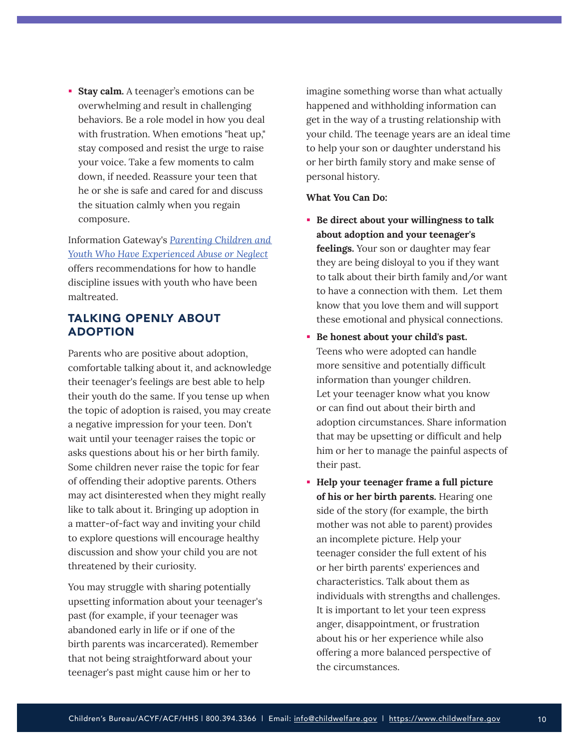- **Stay calm.** A teenager's emotions can be overwhelming and result in challenging behaviors. Be a role model in how you deal with frustration. When emotions "heat up," stay composed and resist the urge to raise your voice. Take a few moments to calm down, if needed. Reassure your teen that he or she is safe and cared for and discuss the situation calmly when you regain composure.

Information Gateway's *Parenting Children and Youth Who Have Experienced Abuse or Neglect* offers recommendations for how to handle discipline issues with youth who have been maltreated.

## TALKING OPENLY ABOUT ADOPTION

Parents who are positive about adoption, comfortable talking about it, and acknowledge their teenager's feelings are best able to help their youth do the same. If you tense up when the topic of adoption is raised, you may create a negative impression for your teen. Don't wait until your teenager raises the topic or asks questions about his or her birth family. Some children never raise the topic for fear of offending their adoptive parents. Others may act disinterested when they might really like to talk about it. Bringing up adoption in a matter-of-fact way and inviting your child to explore questions will encourage healthy discussion and show your child you are not threatened by their curiosity.

You may struggle with sharing potentially upsetting information about your teenager's past (for example, if your teenager was abandoned early in life or if one of the birth parents was incarcerated). Remember that not being straightforward about your teenager's past might cause him or her to imagine something worse than what actually happened and withholding information can get in the way of a trusting relationship with your child. The teenage years are an ideal time to help your son or daughter understand his or her birth family story and make sense of personal history.

**What You Can Do:**

- **Be direct about your willingness to talk about adoption and your teenager's feelings.** Your son or daughter may fear they are being disloyal to you if they want to talk about their birth family and/or want to have a connection with them. Let them know that you love them and will support these emotional and physical connections.
- **Be honest about your child's past.** Teens who were adopted can handle more sensitive and potentially difficult information than younger children. Let your teenager know what you know or can find out about their birth and adoption circumstances. Share information that may be upsetting or difficult and help him or her to manage the painful aspects of their past.
- **Help your teenager frame a full picture of his or her birth parents.** Hearing one side of the story (for example, the birth mother was not able to parent) provides an incomplete picture. Help your teenager consider the full extent of his or her birth parents' experiences and characteristics. Talk about them as individuals with strengths and challenges. It is important to let your teen express anger, disappointment, or frustration about his or her experience while also offering a more balanced perspective of the circumstances.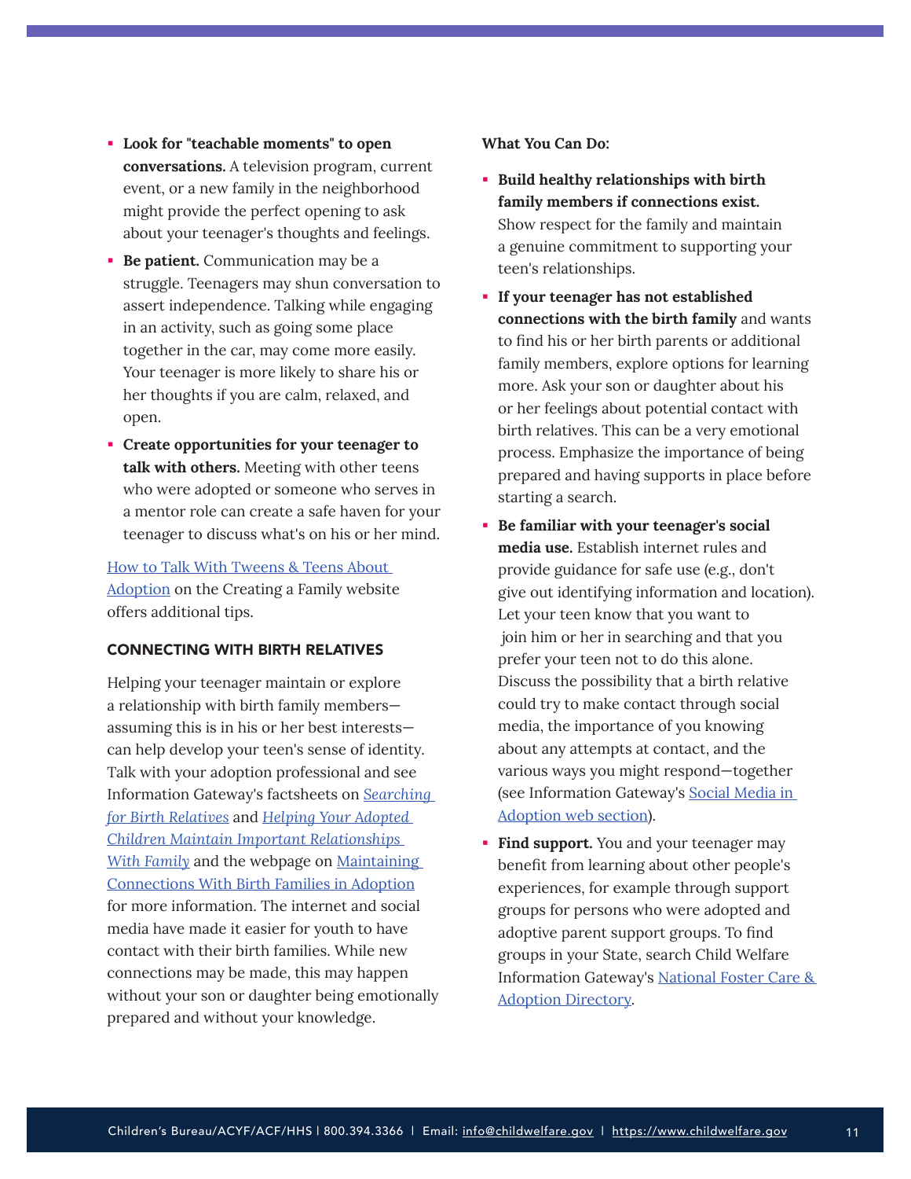- **Look for "teachable moments" to open conversations.** A television program, current event, or a new family in the neighborhood might provide the perfect opening to ask about your teenager's thoughts and feelings.
- **Be patient.** Communication may be a struggle. Teenagers may shun conversation to assert independence. Talking while engaging in an activity, such as going some place together in the car, may come more easily. Your teenager is more likely to share his or her thoughts if you are calm, relaxed, and open.
- **Create opportunities for your teenager to talk with others.** Meeting with other teens who were adopted or someone who serves in a mentor role can create a safe haven for your teenager to discuss what's on his or her mind.

How to Talk With Tweens & Teens About Adoption on the Creating a Family website offers additional tips.

## CONNECTING WITH BIRTH RELATIVES

Helping your teenager maintain or explore a relationship with birth family members—assuming this is in his or her best interests—can help develop your teen's sense of identity. Talk with your adoption professional and see Information Gateway's factsheets on *Searching for Birth Relatives* and *Helping Your Adopted Children Maintain Important Relationships With Family* and the webpage on Maintaining Connections With Birth Families in Adoption for more information. The internet and social media have made it easier for youth to have contact with their birth families. While new connections may be made, this may happen without your son or daughter being emotionally prepared and without your knowledge.

**What You Can Do:**

- **Build healthy relationships with birth family members if connections exist.** Show respect for the family and maintain a genuine commitment to supporting your teen's relationships.
- **If your teenager has not established connections with the birth family** and wants to find his or her birth parents or additional family members, explore options for learning more. Ask your son or daughter about his or her feelings about potential contact with birth relatives. This can be a very emotional process. Emphasize the importance of being prepared and having supports in place before starting a search.
- **Be familiar with your teenager's social media use.** Establish internet rules and provide guidance for safe use (e.g., don't give out identifying information and location). Let your teen know that you want to join him or her in searching and that you prefer your teen not to do this alone. Discuss the possibility that a birth relative could try to make contact through social media, the importance of you knowing about any attempts at contact, and the various ways you might respond—together (see Information Gateway's Social Media in Adoption web section).
- **Find support.** You and your teenager may benefit from learning about other people's experiences, for example through support groups for persons who were adopted and adoptive parent support groups. To find groups in your State, search Child Welfare Information Gateway's National Foster Care & Adoption Directory.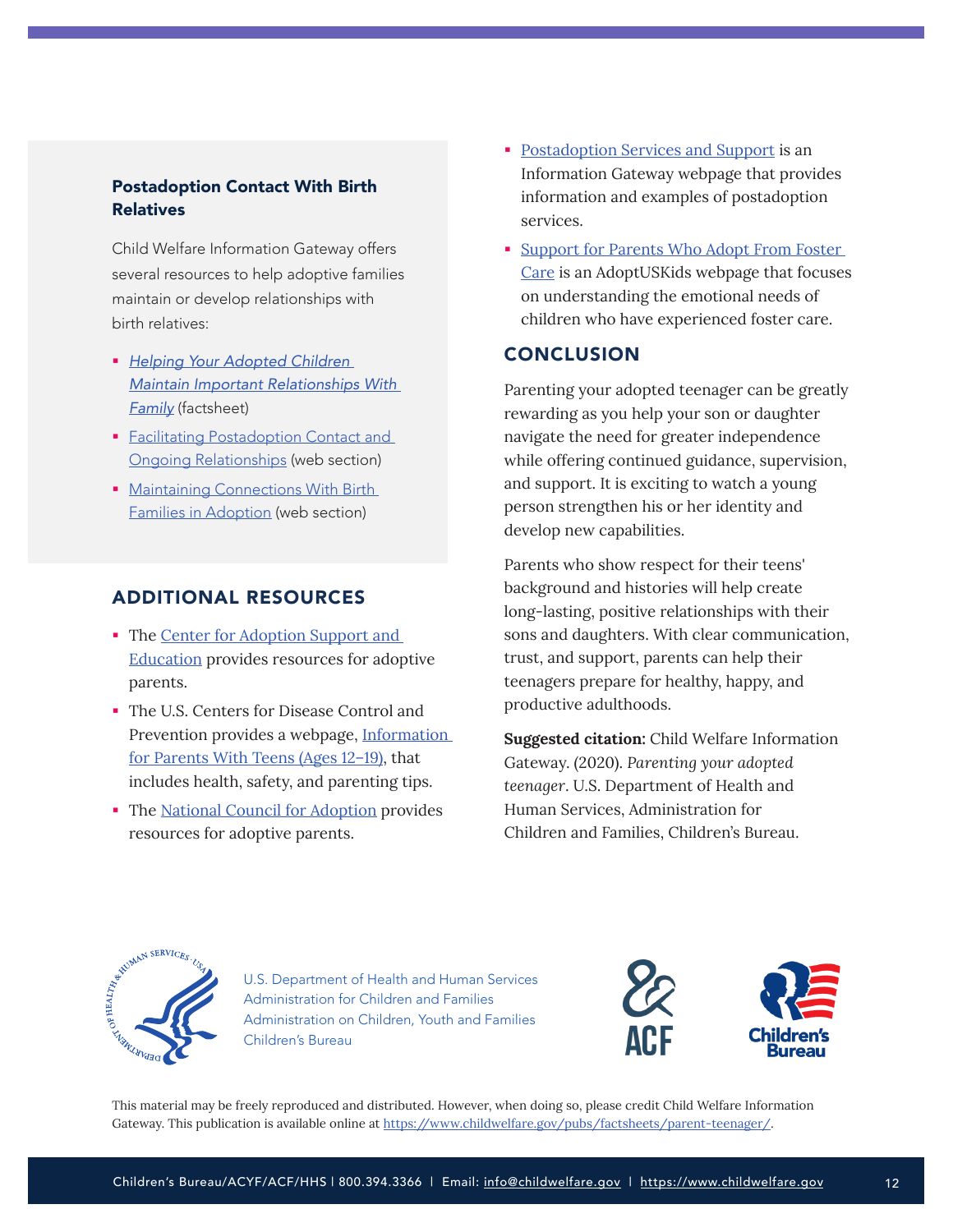### Postadoption Contact With Birth Relatives

Child Welfare Information Gateway offers several resources to help adoptive families maintain or develop relationships with birth relatives:

- *Helping Your Adopted Children Maintain Important Relationships With Family* (factsheet)
- Facilitating Postadoption Contact and Ongoing Relationships (web section)
- Maintaining Connections With Birth Families in Adoption (web section)

## ADDITIONAL RESOURCES

- The Center for Adoption Support and Education provides resources for adoptive parents.
- The U.S. Centers for Disease Control and Prevention provides a webpage, Information for Parents With Teens (Ages 12–19), that includes health, safety, and parenting tips.
- The National Council for Adoption provides resources for adoptive parents.
- Postadoption Services and Support is an Information Gateway webpage that provides information and examples of postadoption services.
- Support for Parents Who Adopt From Foster Care is an AdoptUSKids webpage that focuses on understanding the emotional needs of children who have experienced foster care.

## CONCLUSION

Parenting your adopted teenager can be greatly rewarding as you help your son or daughter navigate the need for greater independence while offering continued guidance, supervision, and support. It is exciting to watch a young person strengthen his or her identity and develop new capabilities.

Parents who show respect for their teens' background and histories will help create long-lasting, positive relationships with their sons and daughters. With clear communication, trust, and support, parents can help their teenagers prepare for healthy, happy, and productive adulthoods.

**Suggested citation:** Child Welfare Information Gateway. (2020). *Parenting your adopted teenager*. U.S. Department of Health and Human Services, Administration for Children and Families, Children's Bureau.

U.S. Department of Health and Human Services
Administration for Children and Families
Administration on Children, Youth and Families
Children's Bureau

This material may be freely reproduced and distributed. However, when doing so, please credit Child Welfare Information Gateway. This publication is available online at https://www.childwelfare.gov/pubs/factsheets/parent-teenager/.

Children's Bureau/ACYF/ACF/HHS | 800.394.3366 | Email: info@childwelfare.gov | https://www.childwelfare.gov